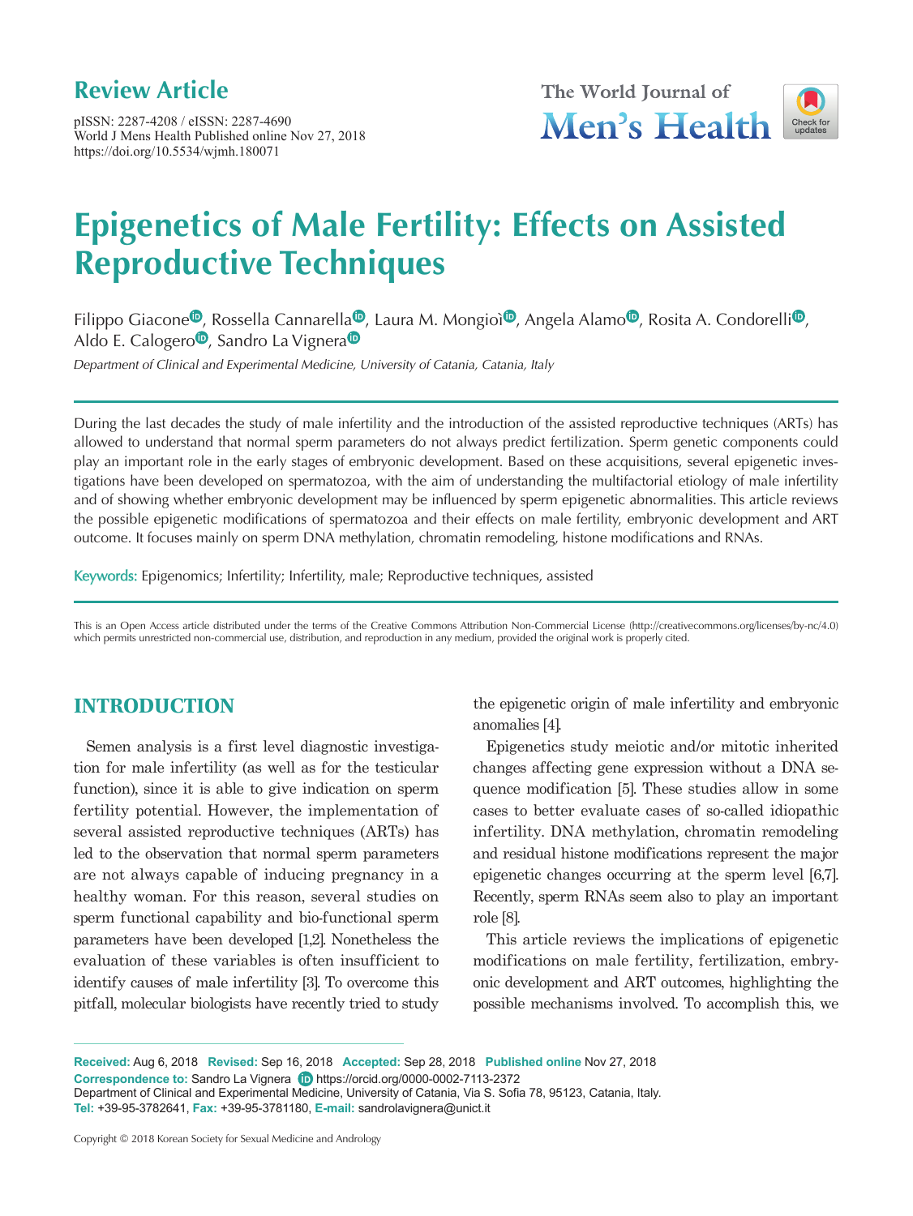## Review Article

pISSN: 2287-4208 / eISSN: 2287-4690
World J Mens Health Published online Nov 27, 2018
https://doi.org/10.5534/wjmh.180071

# Epigenetics of Male Fertility: Effects on Assisted Reproductive Techniques

Filippo Giacone, Rossella Cannarella, Laura M. Mongioì, Angela Alamo, Rosita A. Condorelli, Aldo E. Calogero, Sandro La Vignera

*Department of Clinical and Experimental Medicine, University of Catania, Catania, Italy*

During the last decades the study of male infertility and the introduction of the assisted reproductive techniques (ARTs) has allowed to understand that normal sperm parameters do not always predict fertilization. Sperm genetic components could play an important role in the early stages of embryonic development. Based on these acquisitions, several epigenetic investigations have been developed on spermatozoa, with the aim of understanding the multifactorial etiology of male infertility and of showing whether embryonic development may be influenced by sperm epigenetic abnormalities. This article reviews the possible epigenetic modifications of spermatozoa and their effects on male fertility, embryonic development and ART outcome. It focuses mainly on sperm DNA methylation, chromatin remodeling, histone modifications and RNAs.

**Keywords:** Epigenomics; Infertility; Infertility, male; Reproductive techniques, assisted

This is an Open Access article distributed under the terms of the Creative Commons Attribution Non-Commercial License (http://creativecommons.org/licenses/by-nc/4.0) which permits unrestricted non-commercial use, distribution, and reproduction in any medium, provided the original work is properly cited.

## INTRODUCTION

Semen analysis is a first level diagnostic investigation for male infertility (as well as for the testicular function), since it is able to give indication on sperm fertility potential. However, the implementation of several assisted reproductive techniques (ARTs) has led to the observation that normal sperm parameters are not always capable of inducing pregnancy in a healthy woman. For this reason, several studies on sperm functional capability and bio-functional sperm parameters have been developed [1,2]. Nonetheless the evaluation of these variables is often insufficient to identify causes of male infertility [3]. To overcome this pitfall, molecular biologists have recently tried to study the epigenetic origin of male infertility and embryonic anomalies [4].

Epigenetics study meiotic and/or mitotic inherited changes affecting gene expression without a DNA sequence modification [5]. These studies allow in some cases to better evaluate cases of so-called idiopathic infertility. DNA methylation, chromatin remodeling and residual histone modifications represent the major epigenetic changes occurring at the sperm level [6,7]. Recently, sperm RNAs seem also to play an important role [8].

This article reviews the implications of epigenetic modifications on male fertility, fertilization, embryonic development and ART outcomes, highlighting the possible mechanisms involved. To accomplish this, we

**Received:** Aug 6, 2018 **Revised:** Sep 16, 2018 **Accepted:** Sep 28, 2018 **Published online** Nov 27, 2018
**Correspondence to:** Sandro La Vignera https://orcid.org/0000-0002-7113-2372
Department of Clinical and Experimental Medicine, University of Catania, Via S. Sofia 78, 95123, Catania, Italy.
**Tel:** +39-95-3782641, **Fax:** +39-95-3781180, **E-mail:** sandrolavignera@unict.it

Copyright © 2018 Korean Society for Sexual Medicine and Andrology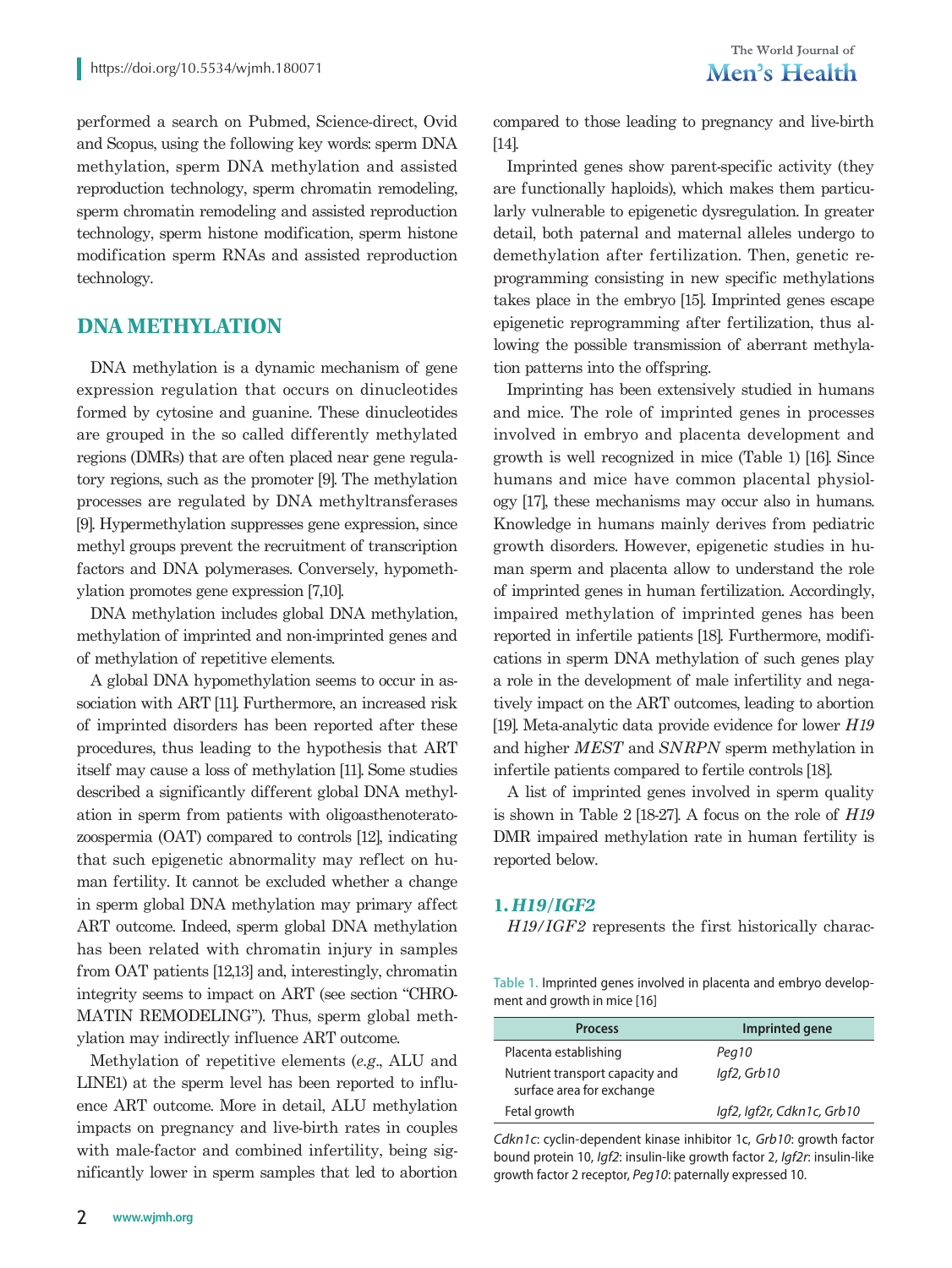performed a search on Pubmed, Science-direct, Ovid and Scopus, using the following key words: sperm DNA methylation, sperm DNA methylation and assisted reproduction technology, sperm chromatin remodeling, sperm chromatin remodeling and assisted reproduction technology, sperm histone modification, sperm histone modification sperm RNAs and assisted reproduction technology.

## DNA METHYLATION

DNA methylation is a dynamic mechanism of gene expression regulation that occurs on dinucleotides formed by cytosine and guanine. These dinucleotides are grouped in the so called differently methylated regions (DMRs) that are often placed near gene regulatory regions, such as the promoter [9]. The methylation processes are regulated by DNA methyltransferases [9]. Hypermethylation suppresses gene expression, since methyl groups prevent the recruitment of transcription factors and DNA polymerases. Conversely, hypomethylation promotes gene expression [7,10].

DNA methylation includes global DNA methylation, methylation of imprinted and non-imprinted genes and of methylation of repetitive elements.

A global DNA hypomethylation seems to occur in association with ART [11]. Furthermore, an increased risk of imprinted disorders has been reported after these procedures, thus leading to the hypothesis that ART itself may cause a loss of methylation [11]. Some studies described a significantly different global DNA methylation in sperm from patients with oligoasthenoteratozoospermia (OAT) compared to controls [12], indicating that such epigenetic abnormality may reflect on human fertility. It cannot be excluded whether a change in sperm global DNA methylation may primary affect ART outcome. Indeed, sperm global DNA methylation has been related with chromatin injury in samples from OAT patients [12,13] and, interestingly, chromatin integrity seems to impact on ART (see section "CHROMATIN REMODELING"). Thus, sperm global methylation may indirectly influence ART outcome.

Methylation of repetitive elements (*e.g.*, ALU and LINE1) at the sperm level has been reported to influence ART outcome. More in detail, ALU methylation impacts on pregnancy and live-birth rates in couples with male-factor and combined infertility, being significantly lower in sperm samples that led to abortion compared to those leading to pregnancy and live-birth [14].

Imprinted genes show parent-specific activity (they are functionally haploids), which makes them particularly vulnerable to epigenetic dysregulation. In greater detail, both paternal and maternal alleles undergo to demethylation after fertilization. Then, genetic reprogramming consisting in new specific methylations takes place in the embryo [15]. Imprinted genes escape epigenetic reprogramming after fertilization, thus allowing the possible transmission of aberrant methylation patterns into the offspring.

Imprinting has been extensively studied in humans and mice. The role of imprinted genes in processes involved in embryo and placenta development and growth is well recognized in mice (Table 1) [16]. Since humans and mice have common placental physiology [17], these mechanisms may occur also in humans. Knowledge in humans mainly derives from pediatric growth disorders. However, epigenetic studies in human sperm and placenta allow to understand the role of imprinted genes in human fertilization. Accordingly, impaired methylation of imprinted genes has been reported in infertile patients [18]. Furthermore, modifications in sperm DNA methylation of such genes play a role in the development of male infertility and negatively impact on the ART outcomes, leading to abortion [19]. Meta-analytic data provide evidence for lower *H19* and higher *MEST* and *SNRPN* sperm methylation in infertile patients compared to fertile controls [18].

A list of imprinted genes involved in sperm quality is shown in Table 2 [18-27]. A focus on the role of *H19* DMR impaired methylation rate in human fertility is reported below.

### 1. *H19/IGF2*

*H19/IGF2* represents the first historically charac-

Table 1. Imprinted genes involved in placenta and embryo development and growth in mice [16]

| Process | Imprinted gene |
|---|---|
| Placenta establishing | *Peg10* |
| Nutrient transport capacity and surface area for exchange | *Igf2, Grb10* |
| Fetal growth | *Igf2, Igf2r, Cdkn1c, Grb10* |

*Cdkn1c*: cyclin-dependent kinase inhibitor 1c, *Grb10*: growth factor bound protein 10, *Igf2*: insulin-like growth factor 2, *Igf2r*: insulin-like growth factor 2 receptor, *Peg10*: paternally expressed 10.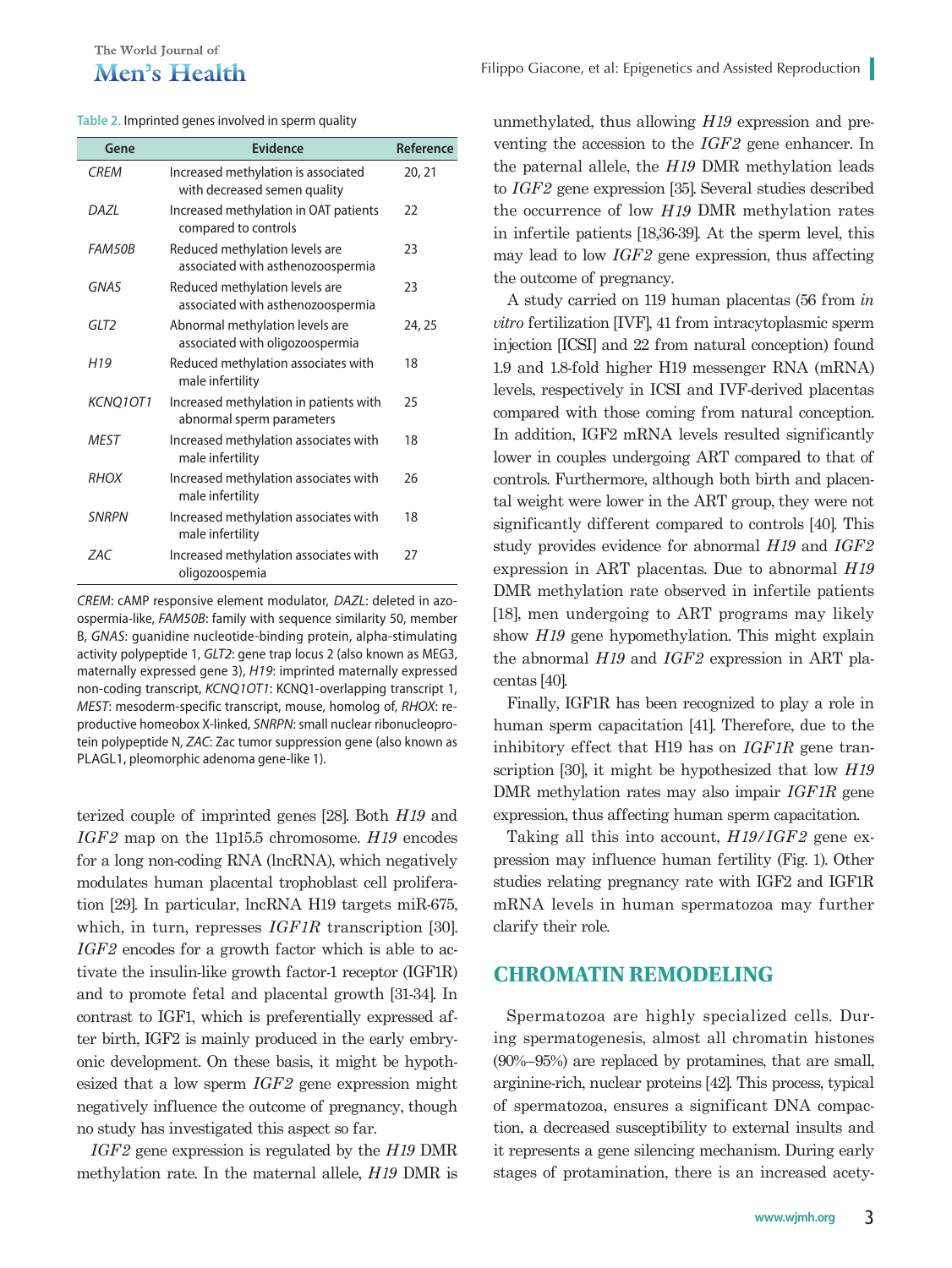Table 2. Imprinted genes involved in sperm quality

| Gene | Evidence | Reference |
|---|---|---|
| *CREM* | Increased methylation is associated with decreased semen quality | 20, 21 |
| *DAZL* | Increased methylation in OAT patients compared to controls | 22 |
| *FAM50B* | Reduced methylation levels are associated with asthenozoospermia | 23 |
| *GNAS* | Reduced methylation levels are associated with asthenozoospermia | 23 |
| *GLT2* | Abnormal methylation levels are associated with oligozoospermia | 24, 25 |
| *H19* | Reduced methylation associates with male infertility | 18 |
| *KCNQ1OT1* | Increased methylation in patients with abnormal sperm parameters | 25 |
| *MEST* | Increased methylation associates with male infertility | 18 |
| *RHOX* | Increased methylation associates with male infertility | 26 |
| *SNRPN* | Increased methylation associates with male infertility | 18 |
| *ZAC* | Increased methylation associates with oligozoospemia | 27 |

*CREM*: cAMP responsive element modulator, *DAZL*: deleted in azoospermia-like, *FAM50B*: family with sequence similarity 50, member B, *GNAS*: guanidine nucleotide-binding protein, alpha-stimulating activity polypeptide 1, *GLT2*: gene trap locus 2 (also known as MEG3, maternally expressed gene 3), *H19*: imprinted maternally expressed non-coding transcript, *KCNQ1OT1*: KCNQ1-overlapping transcript 1, *MEST*: mesoderm-specific transcript, mouse, homolog of, *RHOX*: reproductive homeobox X-linked, *SNRPN*: small nuclear ribonucleoprotein polypeptide N, *ZAC*: Zac tumor suppression gene (also known as PLAGL1, pleomorphic adenoma gene-like 1).

terized couple of imprinted genes [28]. Both *H19* and *IGF2* map on the 11p15.5 chromosome. *H19* encodes for a long non-coding RNA (lncRNA), which negatively modulates human placental trophoblast cell proliferation [29]. In particular, lncRNA H19 targets miR-675, which, in turn, represses *IGF1R* transcription [30]. *IGF2* encodes for a growth factor which is able to activate the insulin-like growth factor-1 receptor (IGF1R) and to promote fetal and placental growth [31-34]. In contrast to IGF1, which is preferentially expressed after birth, IGF2 is mainly produced in the early embryonic development. On these basis, it might be hypothesized that a low sperm *IGF2* gene expression might negatively influence the outcome of pregnancy, though no study has investigated this aspect so far.

*IGF2* gene expression is regulated by the *H19* DMR methylation rate. In the maternal allele, *H19* DMR is unmethylated, thus allowing *H19* expression and preventing the accession to the *IGF2* gene enhancer. In the paternal allele, the *H19* DMR methylation leads to *IGF2* gene expression [35]. Several studies described the occurrence of low *H19* DMR methylation rates in infertile patients [18,36-39]. At the sperm level, this may lead to low *IGF2* gene expression, thus affecting the outcome of pregnancy.

A study carried on 119 human placentas (56 from *in vitro* fertilization [IVF], 41 from intracytoplasmic sperm injection [ICSI] and 22 from natural conception) found 1.9 and 1.8-fold higher H19 messenger RNA (mRNA) levels, respectively in ICSI and IVF-derived placentas compared with those coming from natural conception. In addition, IGF2 mRNA levels resulted significantly lower in couples undergoing ART compared to that of controls. Furthermore, although both birth and placental weight were lower in the ART group, they were not significantly different compared to controls [40]. This study provides evidence for abnormal *H19* and *IGF2* expression in ART placentas. Due to abnormal *H19* DMR methylation rate observed in infertile patients [18], men undergoing to ART programs may likely show *H19* gene hypomethylation. This might explain the abnormal *H19* and *IGF2* expression in ART placentas [40].

Finally, IGF1R has been recognized to play a role in human sperm capacitation [41]. Therefore, due to the inhibitory effect that H19 has on *IGF1R* gene transcription [30], it might be hypothesized that low *H19* DMR methylation rates may also impair *IGF1R* gene expression, thus affecting human sperm capacitation.

Taking all this into account, *H19/IGF2* gene expression may influence human fertility (Fig. 1). Other studies relating pregnancy rate with IGF2 and IGF1R mRNA levels in human spermatozoa may further clarify their role.

## CHROMATIN REMODELING

Spermatozoa are highly specialized cells. During spermatogenesis, almost all chromatin histones (90%–95%) are replaced by protamines, that are small, arginine-rich, nuclear proteins [42]. This process, typical of spermatozoa, ensures a significant DNA compaction, a decreased susceptibility to external insults and it represents a gene silencing mechanism. During early stages of protamination, there is an increased acety-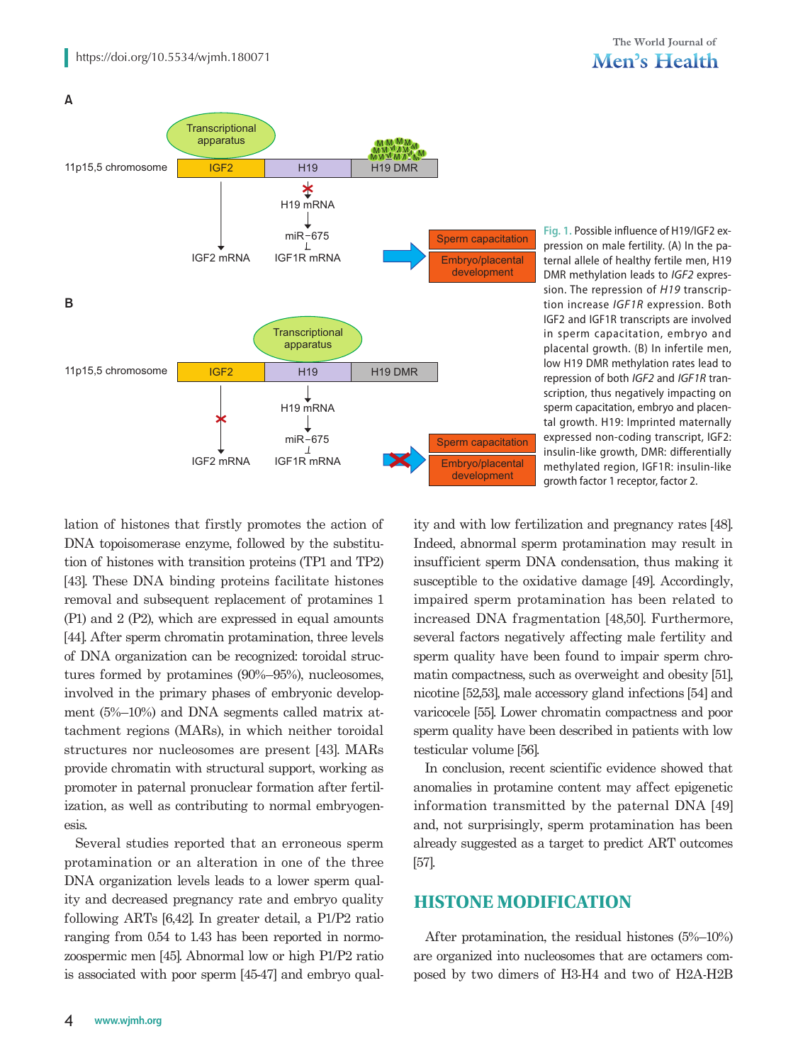Fig. 1. Possible influence of H19/IGF2 expression on male fertility. (A) In the paternal allele of healthy fertile men, H19 DMR methylation leads to *IGF2* expression. The repression of *H19* transcription increase *IGF1R* expression. Both IGF2 and IGF1R transcripts are involved in sperm capacitation, embryo and placental growth. (B) In infertile men, low H19 DMR methylation rates lead to repression of both *IGF2* and *IGF1R* transcription, thus negatively impacting on sperm capacitation, embryo and placental growth. H19: Imprinted maternally expressed non-coding transcript, IGF2: insulin-like growth, DMR: differentially methylated region, IGF1R: insulin-like growth factor 1 receptor, factor 2.

lation of histones that firstly promotes the action of DNA topoisomerase enzyme, followed by the substitution of histones with transition proteins (TP1 and TP2) [43]. These DNA binding proteins facilitate histones removal and subsequent replacement of protamines 1 (P1) and 2 (P2), which are expressed in equal amounts [44]. After sperm chromatin protamination, three levels of DNA organization can be recognized: toroidal structures formed by protamines (90%–95%), nucleosomes, involved in the primary phases of embryonic development (5%–10%) and DNA segments called matrix attachment regions (MARs), in which neither toroidal structures nor nucleosomes are present [43]. MARs provide chromatin with structural support, working as promoter in paternal pronuclear formation after fertilization, as well as contributing to normal embryogenesis.

Several studies reported that an erroneous sperm protamination or an alteration in one of the three DNA organization levels leads to a lower sperm quality and decreased pregnancy rate and embryo quality following ARTs [6,42]. In greater detail, a P1/P2 ratio ranging from 0.54 to 1.43 has been reported in normozoospermic men [45]. Abnormal low or high P1/P2 ratio is associated with poor sperm [45-47] and embryo quality and with low fertilization and pregnancy rates [48]. Indeed, abnormal sperm protamination may result in insufficient sperm DNA condensation, thus making it susceptible to the oxidative damage [49]. Accordingly, impaired sperm protamination has been related to increased DNA fragmentation [48,50]. Furthermore, several factors negatively affecting male fertility and sperm quality have been found to impair sperm chromatin compactness, such as overweight and obesity [51], nicotine [52,53], male accessory gland infections [54] and varicocele [55]. Lower chromatin compactness and poor sperm quality have been described in patients with low testicular volume [56].

In conclusion, recent scientific evidence showed that anomalies in protamine content may affect epigenetic information transmitted by the paternal DNA [49] and, not surprisingly, sperm protamination has been already suggested as a target to predict ART outcomes [57].

## HISTONE MODIFICATION

After protamination, the residual histones (5%–10%) are organized into nucleosomes that are octamers composed by two dimers of H3-H4 and two of H2A-H2B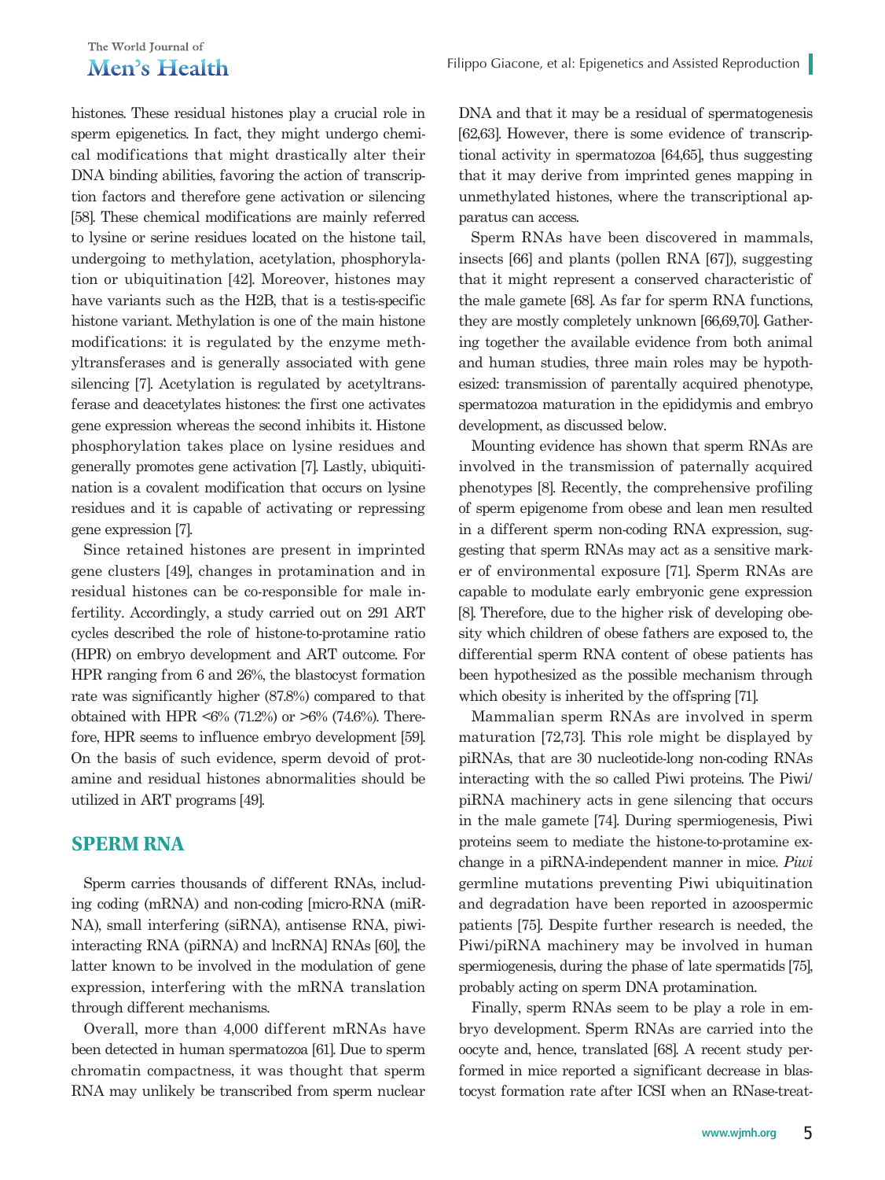histones. These residual histones play a crucial role in sperm epigenetics. In fact, they might undergo chemical modifications that might drastically alter their DNA binding abilities, favoring the action of transcription factors and therefore gene activation or silencing [58]. These chemical modifications are mainly referred to lysine or serine residues located on the histone tail, undergoing to methylation, acetylation, phosphorylation or ubiquitination [42]. Moreover, histones may have variants such as the H2B, that is a testis-specific histone variant. Methylation is one of the main histone modifications: it is regulated by the enzyme methyltransferases and is generally associated with gene silencing [7]. Acetylation is regulated by acetyltransferase and deacetylates histones: the first one activates gene expression whereas the second inhibits it. Histone phosphorylation takes place on lysine residues and generally promotes gene activation [7]. Lastly, ubiquitination is a covalent modification that occurs on lysine residues and it is capable of activating or repressing gene expression [7].

Since retained histones are present in imprinted gene clusters [49], changes in protamination and in residual histones can be co-responsible for male infertility. Accordingly, a study carried out on 291 ART cycles described the role of histone-to-protamine ratio (HPR) on embryo development and ART outcome. For HPR ranging from 6 and 26%, the blastocyst formation rate was significantly higher (87.8%) compared to that obtained with HPR <6% (71.2%) or >6% (74.6%). Therefore, HPR seems to influence embryo development [59]. On the basis of such evidence, sperm devoid of protamine and residual histones abnormalities should be utilized in ART programs [49].

## SPERM RNA

Sperm carries thousands of different RNAs, including coding (mRNA) and non-coding [micro-RNA (miRNA), small interfering (siRNA), antisense RNA, piwi-interacting RNA (piRNA) and lncRNA] RNAs [60], the latter known to be involved in the modulation of gene expression, interfering with the mRNA translation through different mechanisms.

Overall, more than 4,000 different mRNAs have been detected in human spermatozoa [61]. Due to sperm chromatin compactness, it was thought that sperm RNA may unlikely be transcribed from sperm nuclear DNA and that it may be a residual of spermatogenesis [62,63]. However, there is some evidence of transcriptional activity in spermatozoa [64,65], thus suggesting that it may derive from imprinted genes mapping in unmethylated histones, where the transcriptional apparatus can access.

Sperm RNAs have been discovered in mammals, insects [66] and plants (pollen RNA [67]), suggesting that it might represent a conserved characteristic of the male gamete [68]. As far for sperm RNA functions, they are mostly completely unknown [66,69,70]. Gathering together the available evidence from both animal and human studies, three main roles may be hypothesized: transmission of parentally acquired phenotype, spermatozoa maturation in the epididymis and embryo development, as discussed below.

Mounting evidence has shown that sperm RNAs are involved in the transmission of paternally acquired phenotypes [8]. Recently, the comprehensive profiling of sperm epigenome from obese and lean men resulted in a different sperm non-coding RNA expression, suggesting that sperm RNAs may act as a sensitive marker of environmental exposure [71]. Sperm RNAs are capable to modulate early embryonic gene expression [8]. Therefore, due to the higher risk of developing obesity which children of obese fathers are exposed to, the differential sperm RNA content of obese patients has been hypothesized as the possible mechanism through which obesity is inherited by the offspring [71].

Mammalian sperm RNAs are involved in sperm maturation [72,73]. This role might be displayed by piRNAs, that are 30 nucleotide-long non-coding RNAs interacting with the so called Piwi proteins. The Piwi/piRNA machinery acts in gene silencing that occurs in the male gamete [74]. During spermiogenesis, Piwi proteins seem to mediate the histone-to-protamine exchange in a piRNA-independent manner in mice. *Piwi* germline mutations preventing Piwi ubiquitination and degradation have been reported in azoospermic patients [75]. Despite further research is needed, the Piwi/piRNA machinery may be involved in human spermiogenesis, during the phase of late spermatids [75], probably acting on sperm DNA protamination.

Finally, sperm RNAs seem to be play a role in embryo development. Sperm RNAs are carried into the oocyte and, hence, translated [68]. A recent study performed in mice reported a significant decrease in blastocyst formation rate after ICSI when an RNase-treat-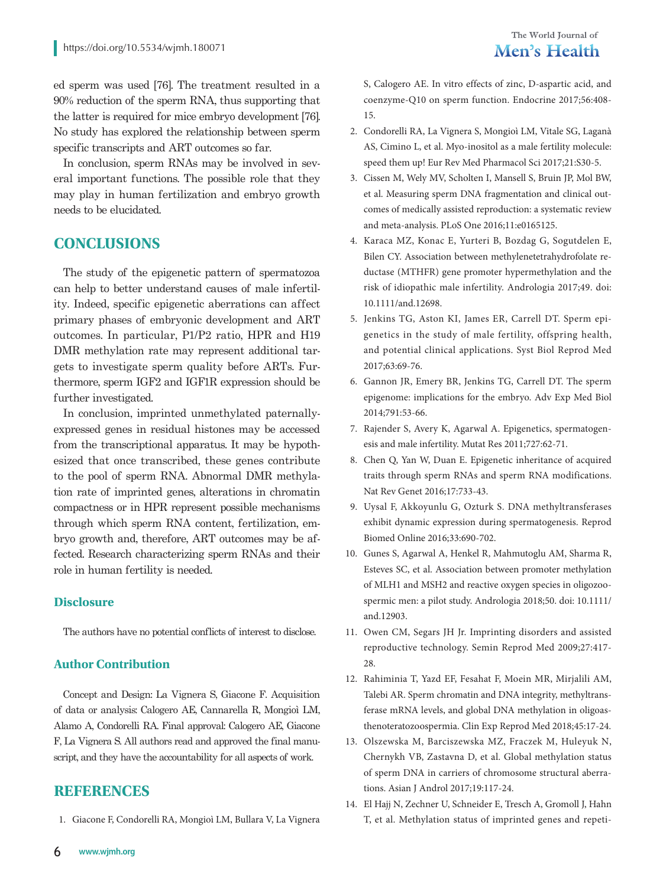ed sperm was used [76]. The treatment resulted in a 90% reduction of the sperm RNA, thus supporting that the latter is required for mice embryo development [76]. No study has explored the relationship between sperm specific transcripts and ART outcomes so far.

In conclusion, sperm RNAs may be involved in several important functions. The possible role that they may play in human fertilization and embryo growth needs to be elucidated.

## CONCLUSIONS

The study of the epigenetic pattern of spermatozoa can help to better understand causes of male infertility. Indeed, specific epigenetic aberrations can affect primary phases of embryonic development and ART outcomes. In particular, P1/P2 ratio, HPR and H19 DMR methylation rate may represent additional targets to investigate sperm quality before ARTs. Furthermore, sperm IGF2 and IGF1R expression should be further investigated.

In conclusion, imprinted unmethylated paternally-expressed genes in residual histones may be accessed from the transcriptional apparatus. It may be hypothesized that once transcribed, these genes contribute to the pool of sperm RNA. Abnormal DMR methylation rate of imprinted genes, alterations in chromatin compactness or in HPR represent possible mechanisms through which sperm RNA content, fertilization, embryo growth and, therefore, ART outcomes may be affected. Research characterizing sperm RNAs and their role in human fertility is needed.

### Disclosure

The authors have no potential conflicts of interest to disclose.

### Author Contribution

Concept and Design: La Vignera S, Giacone F. Acquisition of data or analysis: Calogero AE, Cannarella R, Mongioì LM, Alamo A, Condorelli RA. Final approval: Calogero AE, Giacone F, La Vignera S. All authors read and approved the final manuscript, and they have the accountability for all aspects of work.

## REFERENCES

1. Giacone F, Condorelli RA, Mongioì LM, Bullara V, La Vignera S, Calogero AE. In vitro effects of zinc, D-aspartic acid, and coenzyme-Q10 on sperm function. Endocrine 2017;56:408-15.
2. Condorelli RA, La Vignera S, Mongioì LM, Vitale SG, Laganà AS, Cimino L, et al. Myo-inositol as a male fertility molecule: speed them up! Eur Rev Med Pharmacol Sci 2017;21:S30-5.
3. Cissen M, Wely MV, Scholten I, Mansell S, Bruin JP, Mol BW, et al. Measuring sperm DNA fragmentation and clinical outcomes of medically assisted reproduction: a systematic review and meta-analysis. PLoS One 2016;11:e0165125.
4. Karaca MZ, Konac E, Yurteri B, Bozdag G, Sogutdelen E, Bilen CY. Association between methylenetetrahydrofolate reductase (MTHFR) gene promoter hypermethylation and the risk of idiopathic male infertility. Andrologia 2017;49. doi: 10.1111/and.12698.
5. Jenkins TG, Aston KI, James ER, Carrell DT. Sperm epigenetics in the study of male fertility, offspring health, and potential clinical applications. Syst Biol Reprod Med 2017;63:69-76.
6. Gannon JR, Emery BR, Jenkins TG, Carrell DT. The sperm epigenome: implications for the embryo. Adv Exp Med Biol 2014;791:53-66.
7. Rajender S, Avery K, Agarwal A. Epigenetics, spermatogenesis and male infertility. Mutat Res 2011;727:62-71.
8. Chen Q, Yan W, Duan E. Epigenetic inheritance of acquired traits through sperm RNAs and sperm RNA modifications. Nat Rev Genet 2016;17:733-43.
9. Uysal F, Akkoyunlu G, Ozturk S. DNA methyltransferases exhibit dynamic expression during spermatogenesis. Reprod Biomed Online 2016;33:690-702.
10. Gunes S, Agarwal A, Henkel R, Mahmutoglu AM, Sharma R, Esteves SC, et al. Association between promoter methylation of MLH1 and MSH2 and reactive oxygen species in oligozoospermic men: a pilot study. Andrologia 2018;50. doi: 10.1111/and.12903.
11. Owen CM, Segars JH Jr. Imprinting disorders and assisted reproductive technology. Semin Reprod Med 2009;27:417-28.
12. Rahiminia T, Yazd EF, Fesahat F, Moein MR, Mirjalili AM, Talebi AR. Sperm chromatin and DNA integrity, methyltransferase mRNA levels, and global DNA methylation in oligoasthenoteratozoospermia. Clin Exp Reprod Med 2018;45:17-24.
13. Olszewska M, Barciszewska MZ, Fraczek M, Huleyuk N, Chernykh VB, Zastavna D, et al. Global methylation status of sperm DNA in carriers of chromosome structural aberrations. Asian J Androl 2017;19:117-24.
14. El Hajj N, Zechner U, Schneider E, Tresch A, Gromoll J, Hahn T, et al. Methylation status of imprinted genes and repeti-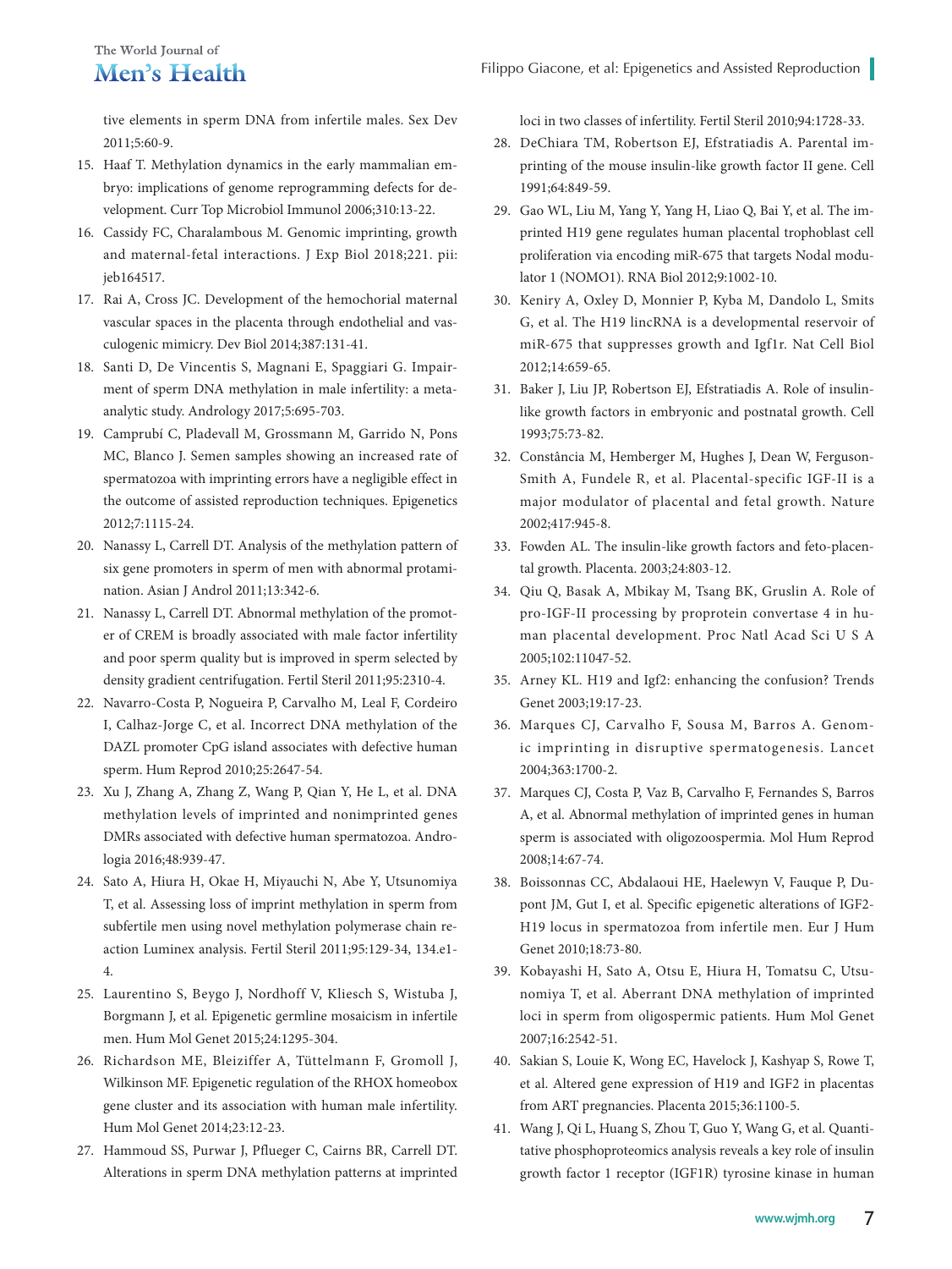tive elements in sperm DNA from infertile males. Sex Dev 2011;5:60-9.

15. Haaf T. Methylation dynamics in the early mammalian embryo: implications of genome reprogramming defects for development. Curr Top Microbiol Immunol 2006;310:13-22.
16. Cassidy FC, Charalambous M. Genomic imprinting, growth and maternal-fetal interactions. J Exp Biol 2018;221. pii: jeb164517.
17. Rai A, Cross JC. Development of the hemochorial maternal vascular spaces in the placenta through endothelial and vasculogenic mimicry. Dev Biol 2014;387:131-41.
18. Santi D, De Vincentis S, Magnani E, Spaggiari G. Impairment of sperm DNA methylation in male infertility: a meta-analytic study. Andrology 2017;5:695-703.
19. Camprubí C, Pladevall M, Grossmann M, Garrido N, Pons MC, Blanco J. Semen samples showing an increased rate of spermatozoa with imprinting errors have a negligible effect in the outcome of assisted reproduction techniques. Epigenetics 2012;7:1115-24.
20. Nanassy L, Carrell DT. Analysis of the methylation pattern of six gene promoters in sperm of men with abnormal protamination. Asian J Androl 2011;13:342-6.
21. Nanassy L, Carrell DT. Abnormal methylation of the promoter of CREM is broadly associated with male factor infertility and poor sperm quality but is improved in sperm selected by density gradient centrifugation. Fertil Steril 2011;95:2310-4.
22. Navarro-Costa P, Nogueira P, Carvalho M, Leal F, Cordeiro I, Calhaz-Jorge C, et al. Incorrect DNA methylation of the DAZL promoter CpG island associates with defective human sperm. Hum Reprod 2010;25:2647-54.
23. Xu J, Zhang A, Zhang Z, Wang P, Qian Y, He L, et al. DNA methylation levels of imprinted and nonimprinted genes DMRs associated with defective human spermatozoa. Andrologia 2016;48:939-47.
24. Sato A, Hiura H, Okae H, Miyauchi N, Abe Y, Utsunomiya T, et al. Assessing loss of imprint methylation in sperm from subfertile men using novel methylation polymerase chain reaction Luminex analysis. Fertil Steril 2011;95:129-34, 134.e1-4.
25. Laurentino S, Beygo J, Nordhoff V, Kliesch S, Wistuba J, Borgmann J, et al. Epigenetic germline mosaicism in infertile men. Hum Mol Genet 2015;24:1295-304.
26. Richardson ME, Bleiziffer A, Tüttelmann F, Gromoll J, Wilkinson MF. Epigenetic regulation of the RHOX homeobox gene cluster and its association with human male infertility. Hum Mol Genet 2014;23:12-23.
27. Hammoud SS, Purwar J, Pflueger C, Cairns BR, Carrell DT. Alterations in sperm DNA methylation patterns at imprinted loci in two classes of infertility. Fertil Steril 2010;94:1728-33.
28. DeChiara TM, Robertson EJ, Efstratiadis A. Parental imprinting of the mouse insulin-like growth factor II gene. Cell 1991;64:849-59.
29. Gao WL, Liu M, Yang Y, Yang H, Liao Q, Bai Y, et al. The imprinted H19 gene regulates human placental trophoblast cell proliferation via encoding miR-675 that targets Nodal modulator 1 (NOMO1). RNA Biol 2012;9:1002-10.
30. Keniry A, Oxley D, Monnier P, Kyba M, Dandolo L, Smits G, et al. The H19 lincRNA is a developmental reservoir of miR-675 that suppresses growth and Igf1r. Nat Cell Biol 2012;14:659-65.
31. Baker J, Liu JP, Robertson EJ, Efstratiadis A. Role of insulin-like growth factors in embryonic and postnatal growth. Cell 1993;75:73-82.
32. Constância M, Hemberger M, Hughes J, Dean W, Ferguson-Smith A, Fundele R, et al. Placental-specific IGF-II is a major modulator of placental and fetal growth. Nature 2002;417:945-8.
33. Fowden AL. The insulin-like growth factors and feto-placental growth. Placenta. 2003;24:803-12.
34. Qiu Q, Basak A, Mbikay M, Tsang BK, Gruslin A. Role of pro-IGF-II processing by proprotein convertase 4 in human placental development. Proc Natl Acad Sci U S A 2005;102:11047-52.
35. Arney KL. H19 and Igf2: enhancing the confusion? Trends Genet 2003;19:17-23.
36. Marques CJ, Carvalho F, Sousa M, Barros A. Genomic imprinting in disruptive spermatogenesis. Lancet 2004;363:1700-2.
37. Marques CJ, Costa P, Vaz B, Carvalho F, Fernandes S, Barros A, et al. Abnormal methylation of imprinted genes in human sperm is associated with oligozoospermia. Mol Hum Reprod 2008;14:67-74.
38. Boissonnas CC, Abdalaoui HE, Haelewyn V, Fauque P, Dupont JM, Gut I, et al. Specific epigenetic alterations of IGF2-H19 locus in spermatozoa from infertile men. Eur J Hum Genet 2010;18:73-80.
39. Kobayashi H, Sato A, Otsu E, Hiura H, Tomatsu C, Utsunomiya T, et al. Aberrant DNA methylation of imprinted loci in sperm from oligospermic patients. Hum Mol Genet 2007;16:2542-51.
40. Sakian S, Louie K, Wong EC, Havelock J, Kashyap S, Rowe T, et al. Altered gene expression of H19 and IGF2 in placentas from ART pregnancies. Placenta 2015;36:1100-5.
41. Wang J, Qi L, Huang S, Zhou T, Guo Y, Wang G, et al. Quantitative phosphoproteomics analysis reveals a key role of insulin growth factor 1 receptor (IGF1R) tyrosine kinase in human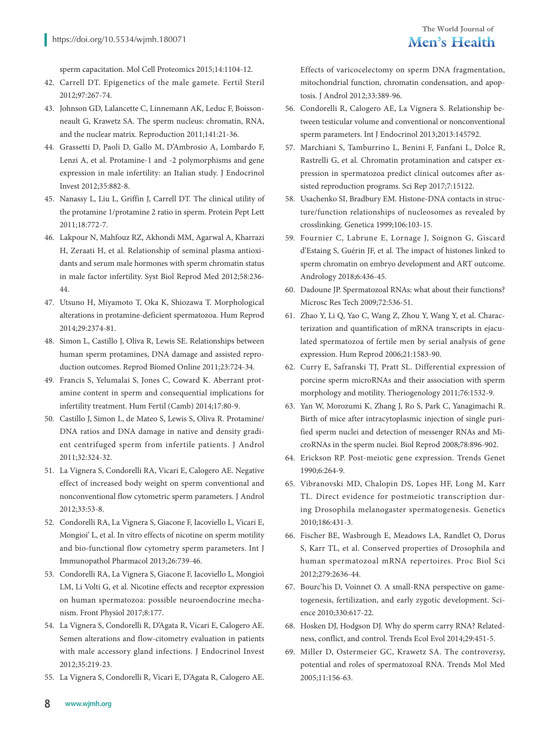sperm capacitation. Mol Cell Proteomics 2015;14:1104-12.

42. Carrell DT. Epigenetics of the male gamete. Fertil Steril 2012;97:267-74.
43. Johnson GD, Lalancette C, Linnemann AK, Leduc F, Boissonneault G, Krawetz SA. The sperm nucleus: chromatin, RNA, and the nuclear matrix. Reproduction 2011;141:21-36.
44. Grassetti D, Paoli D, Gallo M, D'Ambrosio A, Lombardo F, Lenzi A, et al. Protamine-1 and -2 polymorphisms and gene expression in male infertility: an Italian study. J Endocrinol Invest 2012;35:882-8.
45. Nanassy L, Liu L, Griffin J, Carrell DT. The clinical utility of the protamine 1/protamine 2 ratio in sperm. Protein Pept Lett 2011;18:772-7.
46. Lakpour N, Mahfouz RZ, Akhondi MM, Agarwal A, Kharrazi H, Zeraati H, et al. Relationship of seminal plasma antioxidants and serum male hormones with sperm chromatin status in male factor infertility. Syst Biol Reprod Med 2012;58:236-44.
47. Utsuno H, Miyamoto T, Oka K, Shiozawa T. Morphological alterations in protamine-deficient spermatozoa. Hum Reprod 2014;29:2374-81.
48. Simon L, Castillo J, Oliva R, Lewis SE. Relationships between human sperm protamines, DNA damage and assisted reproduction outcomes. Reprod Biomed Online 2011;23:724-34.
49. Francis S, Yelumalai S, Jones C, Coward K. Aberrant protamine content in sperm and consequential implications for infertility treatment. Hum Fertil (Camb) 2014;17:80-9.
50. Castillo J, Simon L, de Mateo S, Lewis S, Oliva R. Protamine/DNA ratios and DNA damage in native and density gradient centrifuged sperm from infertile patients. J Androl 2011;32:324-32.
51. La Vignera S, Condorelli RA, Vicari E, Calogero AE. Negative effect of increased body weight on sperm conventional and nonconventional flow cytometric sperm parameters. J Androl 2012;33:53-8.
52. Condorelli RA, La Vignera S, Giacone F, Iacoviello L, Vicari E, Mongioi' L, et al. In vitro effects of nicotine on sperm motility and bio-functional flow cytometry sperm parameters. Int J Immunopathol Pharmacol 2013;26:739-46.
53. Condorelli RA, La Vignera S, Giacone F, Iacoviello L, Mongioì LM, Li Volti G, et al. Nicotine effects and receptor expression on human spermatozoa: possible neuroendocrine mechanism. Front Physiol 2017;8:177.
54. La Vignera S, Condorelli R, D'Agata R, Vicari E, Calogero AE. Semen alterations and flow-citometry evaluation in patients with male accessory gland infections. J Endocrinol Invest 2012;35:219-23.
55. La Vignera S, Condorelli R, Vicari E, D'Agata R, Calogero AE. Effects of varicocelectomy on sperm DNA fragmentation, mitochondrial function, chromatin condensation, and apoptosis. J Androl 2012;33:389-96.
56. Condorelli R, Calogero AE, La Vignera S. Relationship between testicular volume and conventional or nonconventional sperm parameters. Int J Endocrinol 2013;2013:145792.
57. Marchiani S, Tamburrino L, Benini F, Fanfani L, Dolce R, Rastrelli G, et al. Chromatin protamination and catsper expression in spermatozoa predict clinical outcomes after assisted reproduction programs. Sci Rep 2017;7:15122.
58. Usachenko SI, Bradbury EM. Histone-DNA contacts in structure/function relationships of nucleosomes as revealed by crosslinking. Genetica 1999;106:103-15.
59. Fournier C, Labrune E, Lornage J, Soignon G, Giscard d'Estaing S, Guérin JF, et al. The impact of histones linked to sperm chromatin on embryo development and ART outcome. Andrology 2018;6:436-45.
60. Dadoune JP. Spermatozoal RNAs: what about their functions? Microsc Res Tech 2009;72:536-51.
61. Zhao Y, Li Q, Yao C, Wang Z, Zhou Y, Wang Y, et al. Characterization and quantification of mRNA transcripts in ejaculated spermatozoa of fertile men by serial analysis of gene expression. Hum Reprod 2006;21:1583-90.
62. Curry E, Safranski TJ, Pratt SL. Differential expression of porcine sperm microRNAs and their association with sperm morphology and motility. Theriogenology 2011;76:1532-9.
63. Yan W, Morozumi K, Zhang J, Ro S, Park C, Yanagimachi R. Birth of mice after intracytoplasmic injection of single purified sperm nuclei and detection of messenger RNAs and MicroRNAs in the sperm nuclei. Biol Reprod 2008;78:896-902.
64. Erickson RP. Post-meiotic gene expression. Trends Genet 1990;6:264-9.
65. Vibranovski MD, Chalopin DS, Lopes HF, Long M, Karr TL. Direct evidence for postmeiotic transcription during Drosophila melanogaster spermatogenesis. Genetics 2010;186:431-3.
66. Fischer BE, Wasbrough E, Meadows LA, Randlet O, Dorus S, Karr TL, et al. Conserved properties of Drosophila and human spermatozoal mRNA repertoires. Proc Biol Sci 2012;279:2636-44.
67. Bourc'his D, Voinnet O. A small-RNA perspective on gametogenesis, fertilization, and early zygotic development. Science 2010;330:617-22.
68. Hosken DJ, Hodgson DJ. Why do sperm carry RNA? Relatedness, conflict, and control. Trends Ecol Evol 2014;29:451-5.
69. Miller D, Ostermeier GC, Krawetz SA. The controversy, potential and roles of spermatozoal RNA. Trends Mol Med 2005;11:156-63.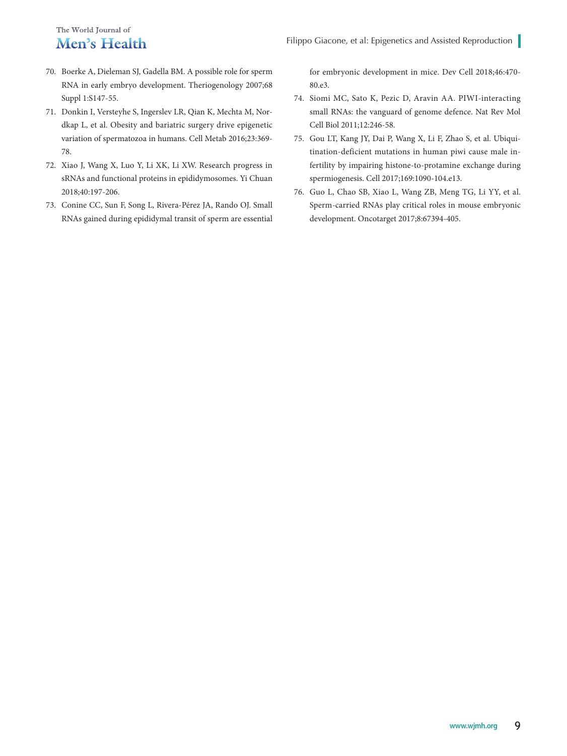70. Boerke A, Dieleman SJ, Gadella BM. A possible role for sperm RNA in early embryo development. Theriogenology 2007;68 Suppl 1:S147-55.
71. Donkin I, Versteyhe S, Ingerslev LR, Qian K, Mechta M, Nordkap L, et al. Obesity and bariatric surgery drive epigenetic variation of spermatozoa in humans. Cell Metab 2016;23:369-78.
72. Xiao J, Wang X, Luo Y, Li XK, Li XW. Research progress in sRNAs and functional proteins in epididymosomes. Yi Chuan 2018;40:197-206.
73. Conine CC, Sun F, Song L, Rivera-Pérez JA, Rando OJ. Small RNAs gained during epididymal transit of sperm are essential for embryonic development in mice. Dev Cell 2018;46:470-80.e3.
74. Siomi MC, Sato K, Pezic D, Aravin AA. PIWI-interacting small RNAs: the vanguard of genome defence. Nat Rev Mol Cell Biol 2011;12:246-58.
75. Gou LT, Kang JY, Dai P, Wang X, Li F, Zhao S, et al. Ubiquitination-deficient mutations in human piwi cause male infertility by impairing histone-to-protamine exchange during spermiogenesis. Cell 2017;169:1090-104.e13.
76. Guo L, Chao SB, Xiao L, Wang ZB, Meng TG, Li YY, et al. Sperm-carried RNAs play critical roles in mouse embryonic development. Oncotarget 2017;8:67394-405.